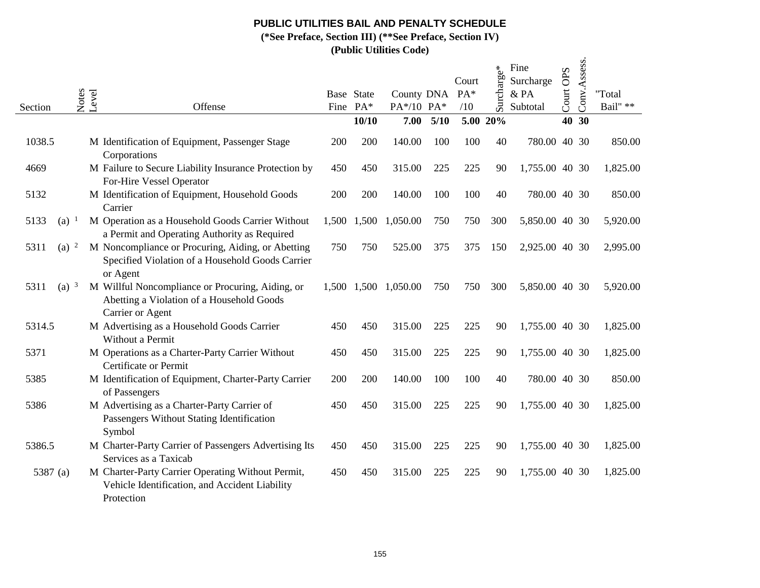**PUBLIC UTILITIES BAIL AND PENALTY SCHEDULE**

**(*See Preface, Section III) (**See Preface, Section IV)**

**(Public Utilities Code)**

| Section | Notes | Level | Offense | Base Fine | State PA* | County PA*/10 | DNA PA* | Court PA* /10 | Surcharge* | Fine Surcharge & PA Subtotal | Court OPS | Conv.Assess. | "Total Bail" ** |
|---|---|---|---|---|---|---|---|---|---|---|---|---|---|
| | | | | | **10/10** | **7.00** | **5/10** | **5.00** | **20%** | | **40** | **30** | |
| 1038.5 | | M | Identification of Equipment, Passenger Stage Corporations | 200 | 200 | 140.00 | 100 | 100 | 40 | 780.00 | 40 | 30 | 850.00 |
| 4669 | | M | Failure to Secure Liability Insurance Protection by For-Hire Vessel Operator | 450 | 450 | 315.00 | 225 | 225 | 90 | 1,755.00 | 40 | 30 | 1,825.00 |
| 5132 | | M | Identification of Equipment, Household Goods Carrier | 200 | 200 | 140.00 | 100 | 100 | 40 | 780.00 | 40 | 30 | 850.00 |
| 5133 (a) | [1] | M | Operation as a Household Goods Carrier Without a Permit and Operating Authority as Required | 1,500 | 1,500 | 1,050.00 | 750 | 750 | 300 | 5,850.00 | 40 | 30 | 5,920.00 |
| 5311 (a) | [2] | M | Noncompliance or Procuring, Aiding, or Abetting Specified Violation of a Household Goods Carrier or Agent | 750 | 750 | 525.00 | 375 | 375 | 150 | 2,925.00 | 40 | 30 | 2,995.00 |
| 5311 (a) | [3] | M | Willful Noncompliance or Procuring, Aiding, or Abetting a Violation of a Household Goods Carrier or Agent | 1,500 | 1,500 | 1,050.00 | 750 | 750 | 300 | 5,850.00 | 40 | 30 | 5,920.00 |
| 5314.5 | | M | Advertising as a Household Goods Carrier Without a Permit | 450 | 450 | 315.00 | 225 | 225 | 90 | 1,755.00 | 40 | 30 | 1,825.00 |
| 5371 | | M | Operations as a Charter-Party Carrier Without Certificate or Permit | 450 | 450 | 315.00 | 225 | 225 | 90 | 1,755.00 | 40 | 30 | 1,825.00 |
| 5385 | | M | Identification of Equipment, Charter-Party Carrier of Passengers | 200 | 200 | 140.00 | 100 | 100 | 40 | 780.00 | 40 | 30 | 850.00 |
| 5386 | | M | Advertising as a Charter-Party Carrier of Passengers Without Stating Identification Symbol | 450 | 450 | 315.00 | 225 | 225 | 90 | 1,755.00 | 40 | 30 | 1,825.00 |
| 5386.5 | | M | Charter-Party Carrier of Passengers Advertising Its Services as a Taxicab | 450 | 450 | 315.00 | 225 | 225 | 90 | 1,755.00 | 40 | 30 | 1,825.00 |
| 5387 (a) | | M | Charter-Party Carrier Operating Without Permit, Vehicle Identification, and Accident Liability Protection | 450 | 450 | 315.00 | 225 | 225 | 90 | 1,755.00 | 40 | 30 | 1,825.00 |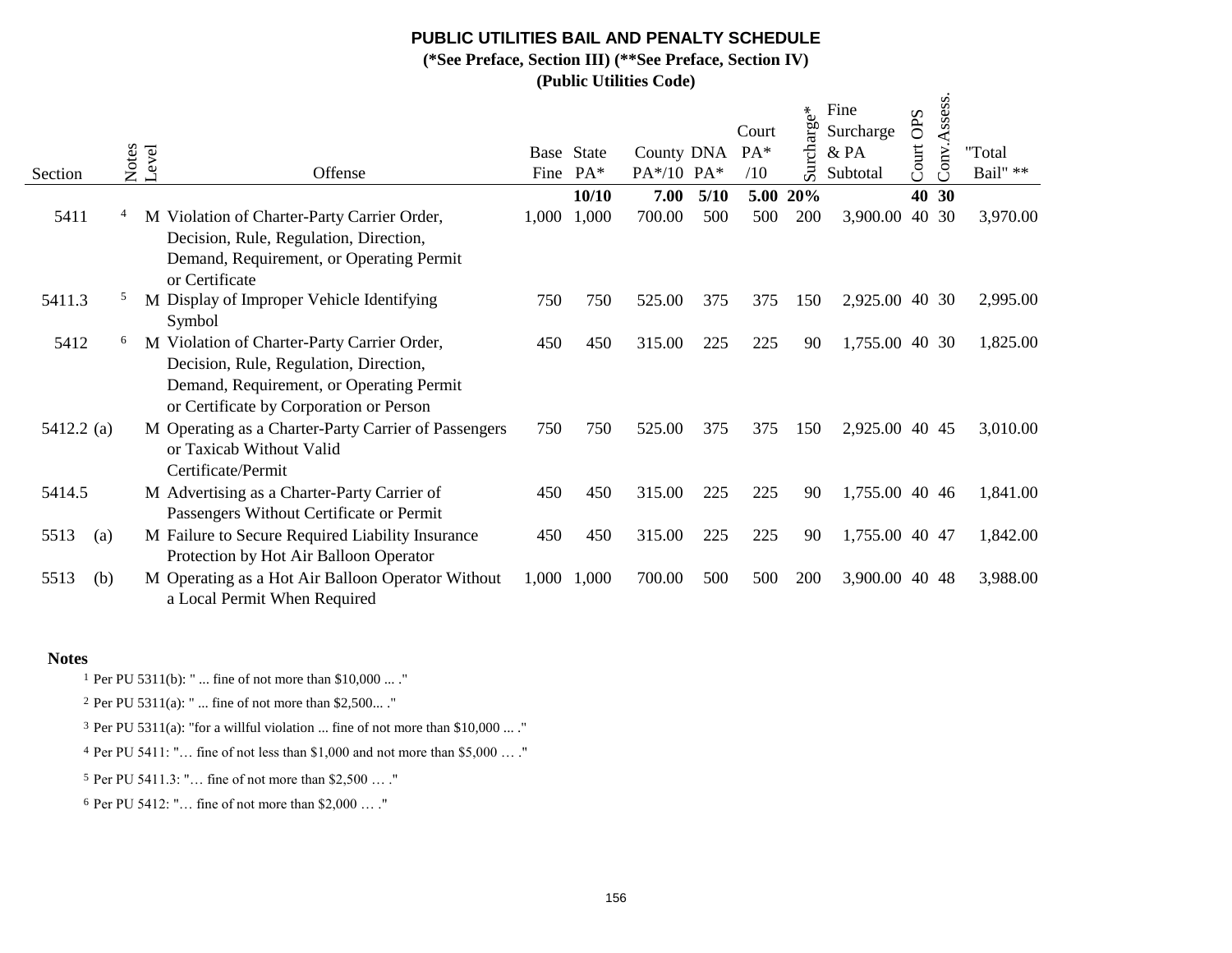# PUBLIC UTILITIES BAIL AND PENALTY SCHEDULE

**(*See Preface, Section III) (**See Preface, Section IV)**

**(Public Utilities Code)**

| Section | Notes | Level | Offense | Base Fine | State PA* | County PA*/10 | DNA PA* | Court PA* /10 | Surcharge* | Fine Surcharge & PA Subtotal | Court OPS | Conv.Assess. | "Total Bail" ** |
|---|---|---|---|---|---|---|---|---|---|---|---|---|---|
| | | | | | **10/10** | **7.00** | **5/10** | **5.00** | **20%** | | **40** | **30** | |
| 5411 | 4 | M | Violation of Charter-Party Carrier Order, Decision, Rule, Regulation, Direction, Demand, Requirement, or Operating Permit or Certificate | 1,000 | 1,000 | 700.00 | 500 | 500 | 200 | 3,900.00 | 40 | 30 | 3,970.00 |
| 5411.3 | 5 | M | Display of Improper Vehicle Identifying Symbol | 750 | 750 | 525.00 | 375 | 375 | 150 | 2,925.00 | 40 | 30 | 2,995.00 |
| 5412 | 6 | M | Violation of Charter-Party Carrier Order, Decision, Rule, Regulation, Direction, Demand, Requirement, or Operating Permit or Certificate by Corporation or Person | 450 | 450 | 315.00 | 225 | 225 | 90 | 1,755.00 | 40 | 30 | 1,825.00 |
| 5412.2 (a) | | M | Operating as a Charter-Party Carrier of Passengers or Taxicab Without Valid Certificate/Permit | 750 | 750 | 525.00 | 375 | 375 | 150 | 2,925.00 | 40 | 45 | 3,010.00 |
| 5414.5 | | M | Advertising as a Charter-Party Carrier of Passengers Without Certificate or Permit | 450 | 450 | 315.00 | 225 | 225 | 90 | 1,755.00 | 40 | 46 | 1,841.00 |
| 5513 (a) | | M | Failure to Secure Required Liability Insurance Protection by Hot Air Balloon Operator | 450 | 450 | 315.00 | 225 | 225 | 90 | 1,755.00 | 40 | 47 | 1,842.00 |
| 5513 (b) | | M | Operating as a Hot Air Balloon Operator Without a Local Permit When Required | 1,000 | 1,000 | 700.00 | 500 | 500 | 200 | 3,900.00 | 40 | 48 | 3,988.00 |

**Notes**

[1] Per PU 5311(b): " ... fine of not more than $10,000 ... ."

[2] Per PU 5311(a): " ... fine of not more than $2,500... ."

[3] Per PU 5311(a): "for a willful violation ... fine of not more than $10,000 ... ."

[4] Per PU 5411: "… fine of not less than $1,000 and not more than $5,000 … ."

[5] Per PU 5411.3: "… fine of not more than $2,500 … ."

[6] Per PU 5412: "… fine of not more than $2,000 … ."